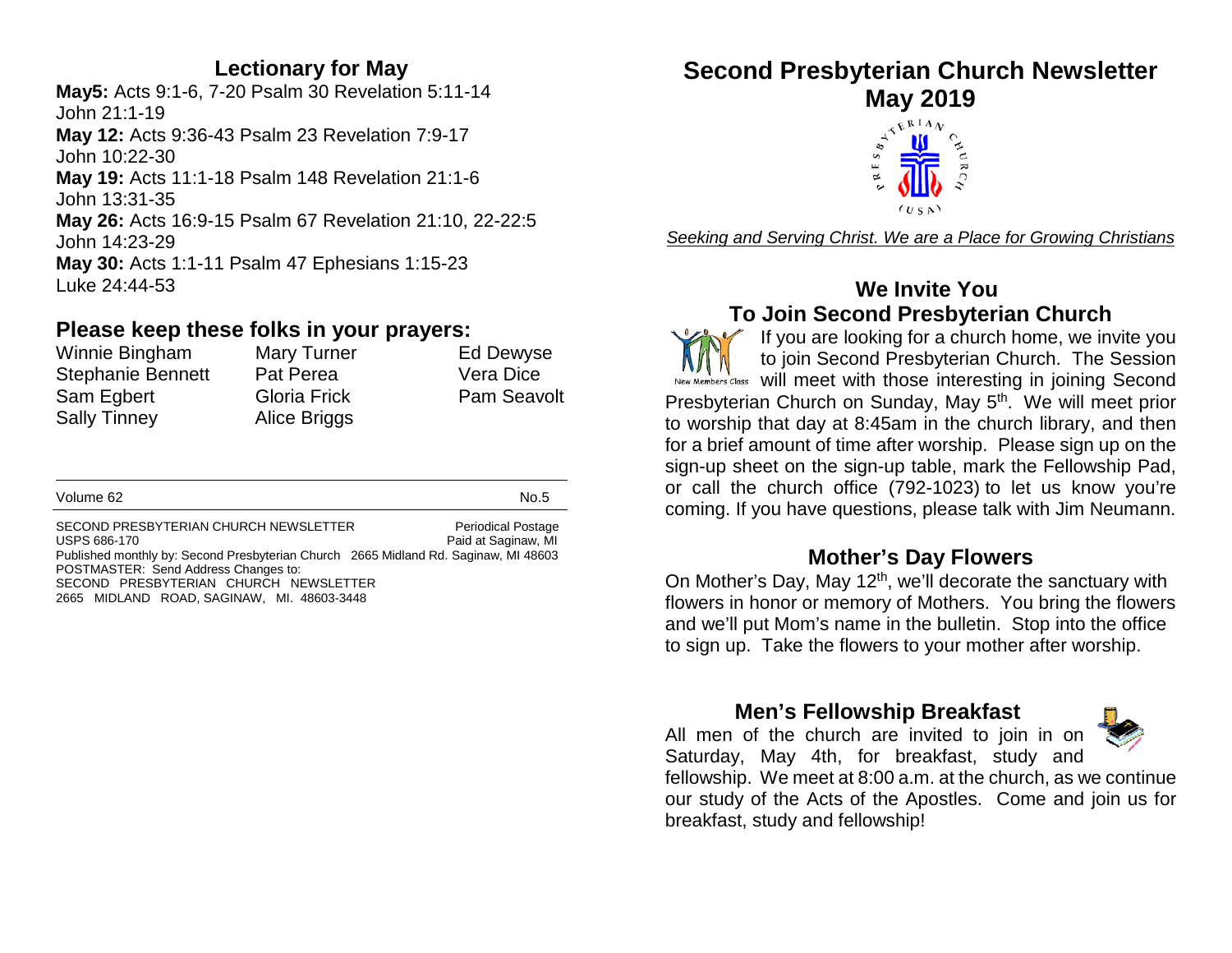## Lectionary for May

**May5:** Acts 9:1-6, 7-20 Psalm 30 Revelation 5:11-14 John 21:1-19

**May 12:** Acts 9:36-43 Psalm 23 Revelation 7:9-17 John 10:22-30

**May 19:** Acts 11:1-18 Psalm 148 Revelation 21:1-6 John 13:31-35

**May 26:** Acts 16:9-15 Psalm 67 Revelation 21:10, 22-22:5 John 14:23-29

**May 30:** Acts 1:1-11 Psalm 47 Ephesians 1:15-23 Luke 24:44-53

## Please keep these folks in your prayers:

| | | |
|---|---|---|
| Winnie Bingham | Mary Turner | Ed Dewyse |
| Stephanie Bennett | Pat Perea | Vera Dice |
| Sam Egbert | Gloria Frick | Pam Seavolt |
| Sally Tinney | Alice Briggs | |

Volume 62 No.5

SECOND PRESBYTERIAN CHURCH NEWSLETTER Periodical Postage
USPS 686-170 Paid at Saginaw, MI
Published monthly by: Second Presbyterian Church 2665 Midland Rd. Saginaw, MI 48603
POSTMASTER: Send Address Changes to:
SECOND PRESBYTERIAN CHURCH NEWSLETTER
2665 MIDLAND ROAD, SAGINAW, MI. 48603-3448

# Second Presbyterian Church Newsletter May 2019

*Seeking and Serving Christ. We are a Place for Growing Christians*

## We Invite You To Join Second Presbyterian Church

If you are looking for a church home, we invite you to join Second Presbyterian Church. The Session will meet with those interesting in joining Second Presbyterian Church on Sunday, May 5th. We will meet prior to worship that day at 8:45am in the church library, and then for a brief amount of time after worship. Please sign up on the sign-up sheet on the sign-up table, mark the Fellowship Pad, or call the church office (792-1023) to let us know you're coming. If you have questions, please talk with Jim Neumann.

## Mother's Day Flowers

On Mother's Day, May 12th, we'll decorate the sanctuary with flowers in honor or memory of Mothers. You bring the flowers and we'll put Mom's name in the bulletin. Stop into the office to sign up. Take the flowers to your mother after worship.

## Men's Fellowship Breakfast

All men of the church are invited to join in on Saturday, May 4th, for breakfast, study and fellowship. We meet at 8:00 a.m. at the church, as we continue our study of the Acts of the Apostles. Come and join us for breakfast, study and fellowship!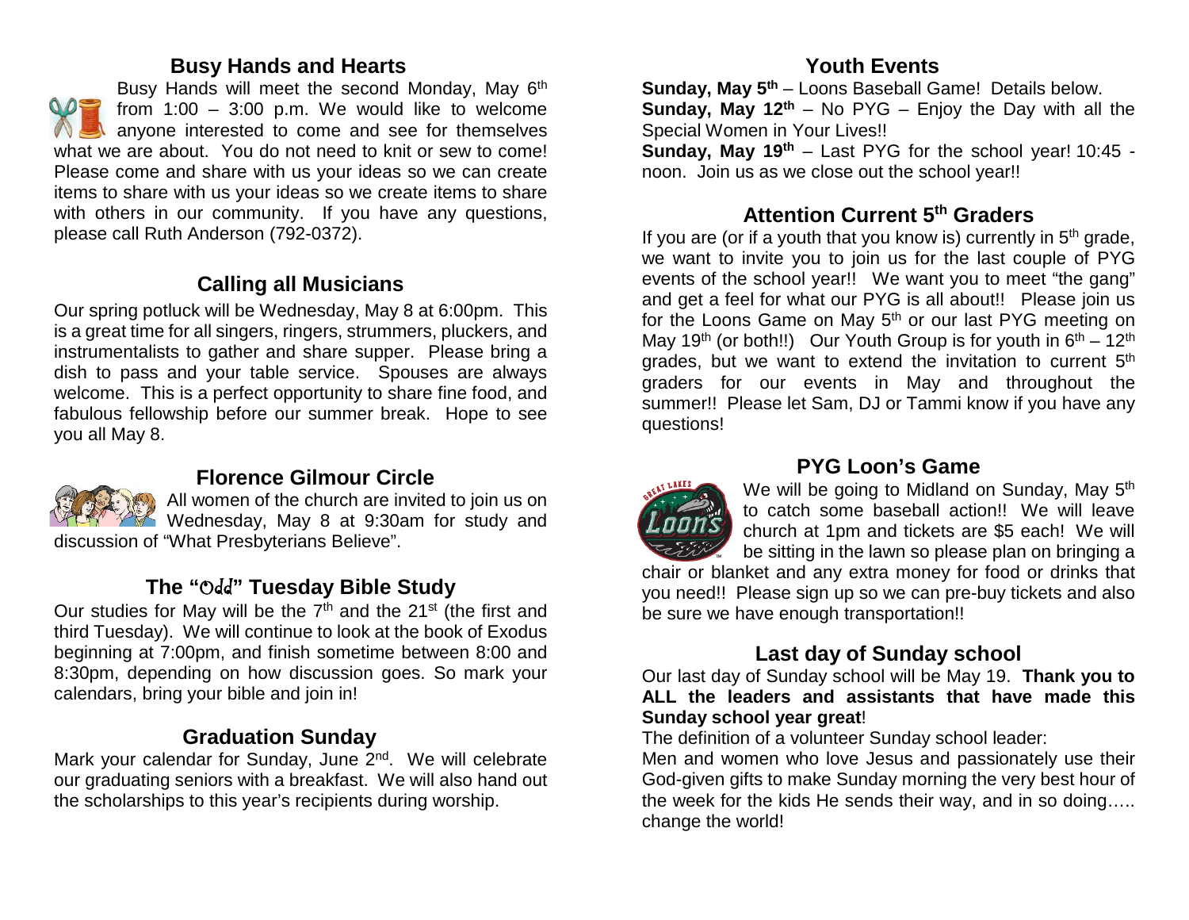## Busy Hands and Hearts

Busy Hands will meet the second Monday, May 6th from 1:00 – 3:00 p.m. We would like to welcome anyone interested to come and see for themselves what we are about. You do not need to knit or sew to come! Please come and share with us your ideas so we can create items to share with us your ideas so we create items to share with others in our community. If you have any questions, please call Ruth Anderson (792-0372).

## Calling all Musicians

Our spring potluck will be Wednesday, May 8 at 6:00pm. This is a great time for all singers, ringers, strummers, pluckers, and instrumentalists to gather and share supper. Please bring a dish to pass and your table service. Spouses are always welcome. This is a perfect opportunity to share fine food, and fabulous fellowship before our summer break. Hope to see you all May 8.

## Florence Gilmour Circle

All women of the church are invited to join us on Wednesday, May 8 at 9:30am for study and discussion of "What Presbyterians Believe".

## The "Odd" Tuesday Bible Study

Our studies for May will be the 7th and the 21st (the first and third Tuesday). We will continue to look at the book of Exodus beginning at 7:00pm, and finish sometime between 8:00 and 8:30pm, depending on how discussion goes. So mark your calendars, bring your bible and join in!

## Graduation Sunday

Mark your calendar for Sunday, June 2nd. We will celebrate our graduating seniors with a breakfast. We will also hand out the scholarships to this year's recipients during worship.

## Youth Events

**Sunday, May 5th** – Loons Baseball Game! Details below.
**Sunday, May 12th** – No PYG – Enjoy the Day with all the Special Women in Your Lives!!
**Sunday, May 19th** – Last PYG for the school year! 10:45 - noon. Join us as we close out the school year!!

## Attention Current 5th Graders

If you are (or if a youth that you know is) currently in 5th grade, we want to invite you to join us for the last couple of PYG events of the school year!! We want you to meet "the gang" and get a feel for what our PYG is all about!! Please join us for the Loons Game on May 5th or our last PYG meeting on May 19th (or both!!) Our Youth Group is for youth in 6th – 12th grades, but we want to extend the invitation to current 5th graders for our events in May and throughout the summer!! Please let Sam, DJ or Tammi know if you have any questions!

## PYG Loon's Game

We will be going to Midland on Sunday, May 5th to catch some baseball action!! We will leave church at 1pm and tickets are $5 each! We will be sitting in the lawn so please plan on bringing a chair or blanket and any extra money for food or drinks that you need!! Please sign up so we can pre-buy tickets and also be sure we have enough transportation!!

## Last day of Sunday school

Our last day of Sunday school will be May 19. **Thank you to ALL the leaders and assistants that have made this Sunday school year great**!

The definition of a volunteer Sunday school leader:

Men and women who love Jesus and passionately use their God-given gifts to make Sunday morning the very best hour of the week for the kids He sends their way, and in so doing….. change the world!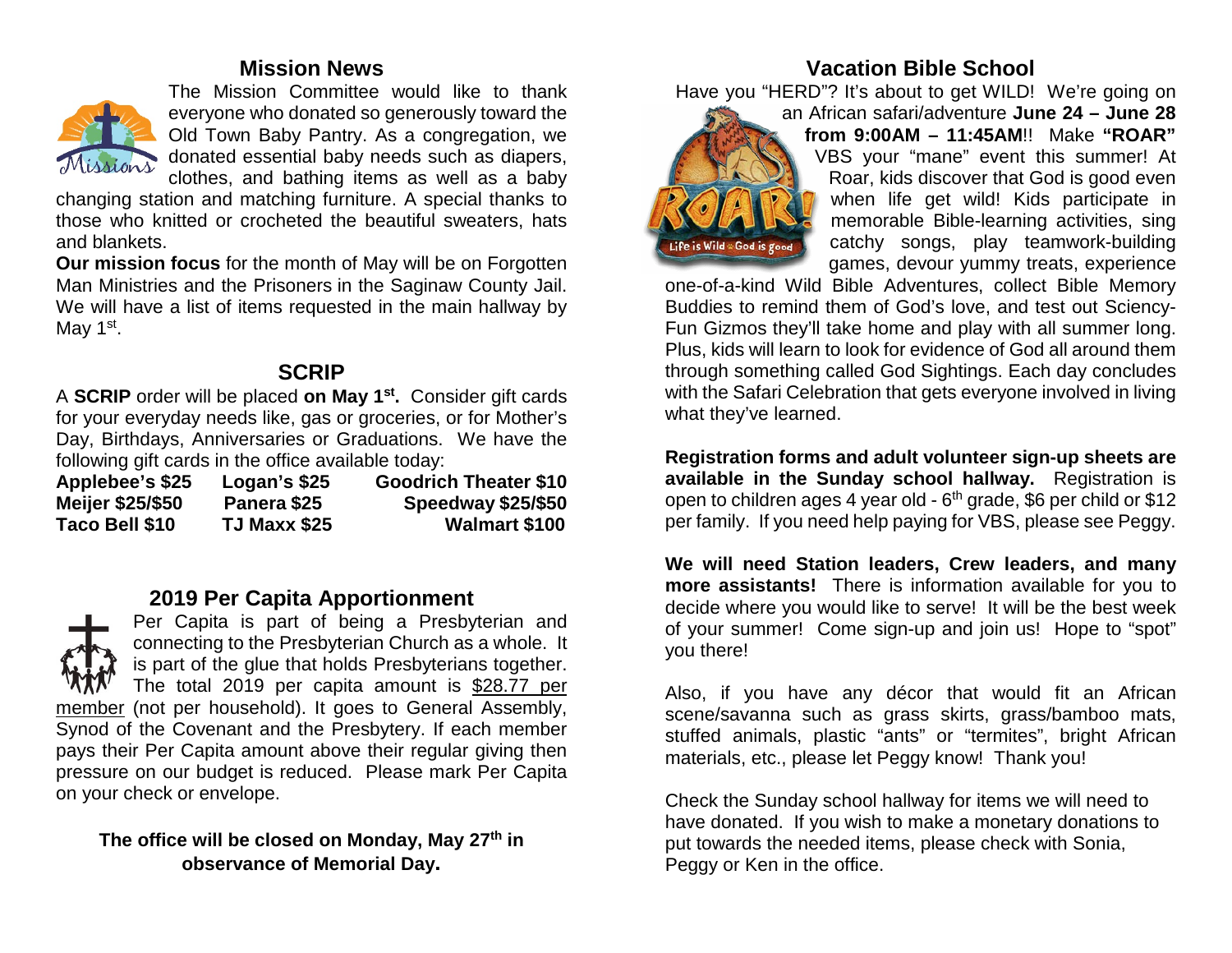## Mission News

The Mission Committee would like to thank everyone who donated so generously toward the Old Town Baby Pantry. As a congregation, we donated essential baby needs such as diapers, clothes, and bathing items as well as a baby changing station and matching furniture. A special thanks to those who knitted or crocheted the beautiful sweaters, hats and blankets.

**Our mission focus** for the month of May will be on Forgotten Man Ministries and the Prisoners in the Saginaw County Jail. We will have a list of items requested in the main hallway by May 1st.

## SCRIP

A **SCRIP** order will be placed **on May 1st.** Consider gift cards for your everyday needs like, gas or groceries, or for Mother's Day, Birthdays, Anniversaries or Graduations. We have the following gift cards in the office available today:

| | | |
|---|---|---|
| **Applebee's $25** | **Logan's $25** | **Goodrich Theater $10** |
| **Meijer $25/$50** | **Panera $25** | **Speedway $25/$50** |
| **Taco Bell $10** | **TJ Maxx $25** | **Walmart $100** |

## 2019 Per Capita Apportionment

Per Capita is part of being a Presbyterian and connecting to the Presbyterian Church as a whole. It is part of the glue that holds Presbyterians together. The total 2019 per capita amount is <u>$28.77 per member</u> (not per household). It goes to General Assembly, Synod of the Covenant and the Presbytery. If each member pays their Per Capita amount above their regular giving then pressure on our budget is reduced. Please mark Per Capita on your check or envelope.

**The office will be closed on Monday, May 27th in observance of Memorial Day.**

## Vacation Bible School

Have you "HERD"? It's about to get WILD! We're going on an African safari/adventure **June 24 – June 28 from 9:00AM – 11:45AM**!! Make **"ROAR"** VBS your "mane" event this summer! At Roar, kids discover that God is good even when life get wild! Kids participate in memorable Bible-learning activities, sing catchy songs, play teamwork-building games, devour yummy treats, experience one-of-a-kind Wild Bible Adventures, collect Bible Memory Buddies to remind them of God's love, and test out Sciency-Fun Gizmos they'll take home and play with all summer long. Plus, kids will learn to look for evidence of God all around them through something called God Sightings. Each day concludes with the Safari Celebration that gets everyone involved in living what they've learned.

**Registration forms and adult volunteer sign-up sheets are available in the Sunday school hallway.** Registration is open to children ages 4 year old - 6th grade, $6 per child or $12 per family. If you need help paying for VBS, please see Peggy.

**We will need Station leaders, Crew leaders, and many more assistants!** There is information available for you to decide where you would like to serve! It will be the best week of your summer! Come sign-up and join us! Hope to "spot" you there!

Also, if you have any décor that would fit an African scene/savanna such as grass skirts, grass/bamboo mats, stuffed animals, plastic "ants" or "termites", bright African materials, etc., please let Peggy know! Thank you!

Check the Sunday school hallway for items we will need to have donated. If you wish to make a monetary donations to put towards the needed items, please check with Sonia, Peggy or Ken in the office.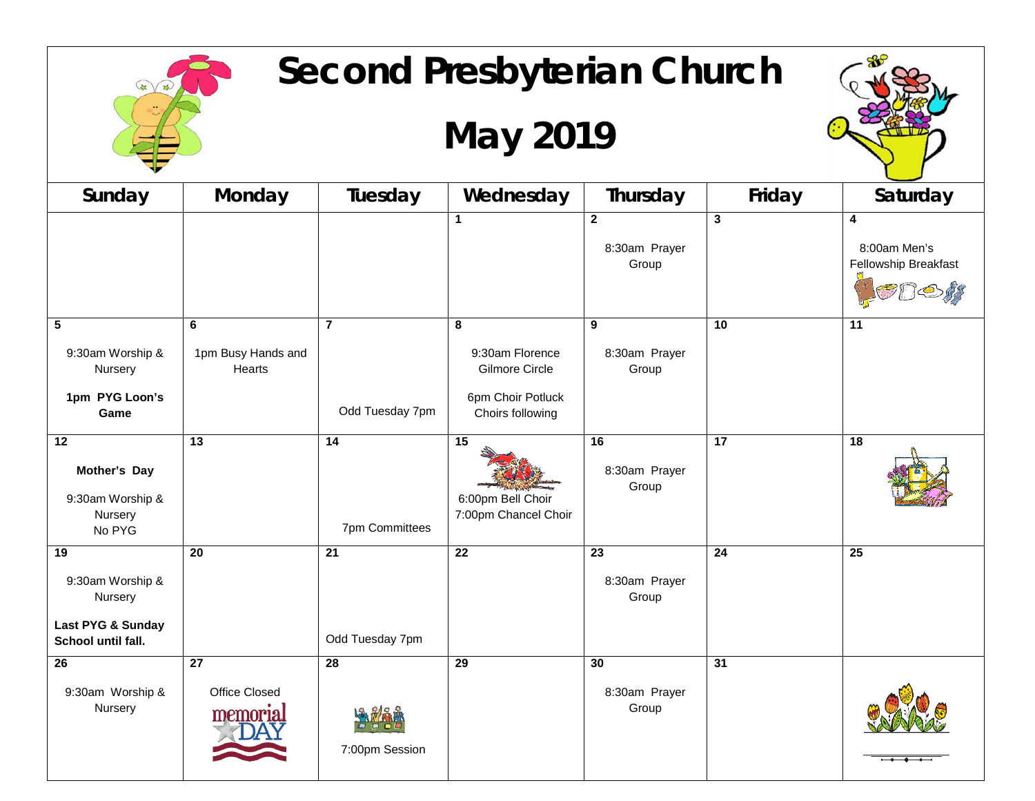# Second Presbyterian Church

# May 2019

| Sunday | Monday | Tuesday | Wednesday | Thursday | Friday | Saturday |
|---|---|---|---|---|---|---|
| | | | 1 | 2<br>8:30am Prayer Group | 3 | 4<br>8:00am Men's Fellowship Breakfast |
| 5<br>9:30am Worship & Nursery<br>**1pm PYG Loon's Game** | 6<br>1pm Busy Hands and Hearts | 7<br>Odd Tuesday 7pm | 8<br>9:30am Florence Gilmore Circle<br>6pm Choir Potluck Choirs following | 9<br>8:30am Prayer Group | 10 | 11 |
| 12<br>**Mother's Day**<br>9:30am Worship & Nursery<br>No PYG | 13 | 14<br>7pm Committees | 15<br>6:00pm Bell Choir<br>7:00pm Chancel Choir | 16<br>8:30am Prayer Group | 17 | 18 |
| 19<br>9:30am Worship & Nursery<br>**Last PYG & Sunday School until fall.** | 20 | 21<br>Odd Tuesday 7pm | 22 | 23<br>8:30am Prayer Group | 24 | 25 |
| 26<br>9:30am Worship & Nursery | 27<br>Office Closed<br>memorial DAY | 28<br>7:00pm Session | 29 | 30<br>8:30am Prayer Group | 31 | |